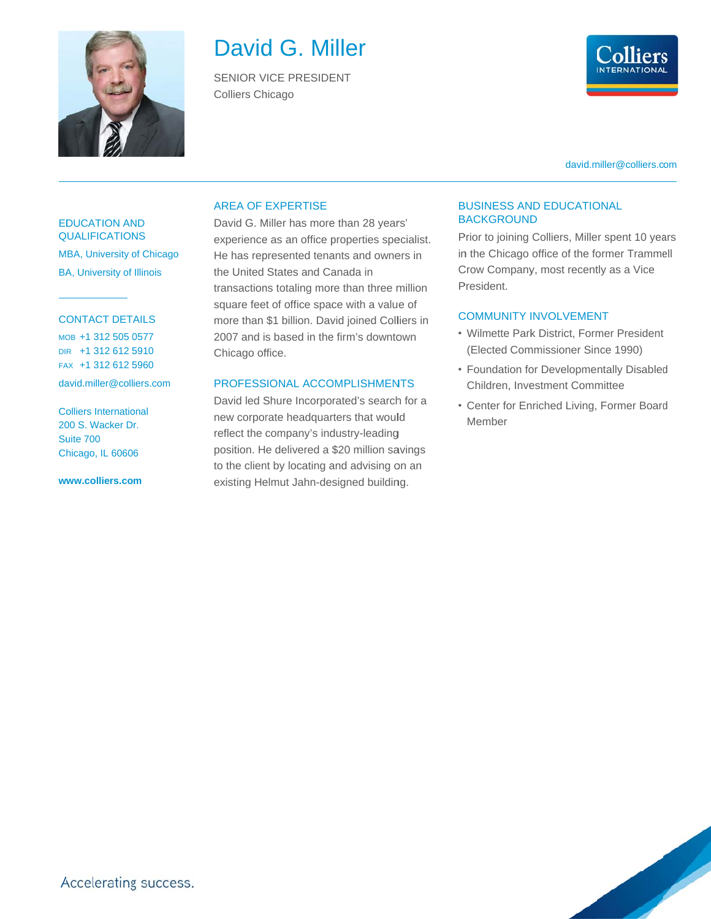# David G. Miller

SENIOR VICE PRESIDENT
Colliers Chicago

david.miller@colliers.com

## EDUCATION AND QUALIFICATIONS

MBA, University of Chicago

BA, University of Illinois

## CONTACT DETAILS

MOB +1 312 505 0577
DIR +1 312 612 5910
FAX +1 312 612 5960

david.miller@colliers.com

Colliers International
200 S. Wacker Dr.
Suite 700
Chicago, IL 60606

**www.colliers.com**

## AREA OF EXPERTISE

David G. Miller has more than 28 years' experience as an office properties specialist. He has represented tenants and owners in the United States and Canada in transactions totaling more than three million square feet of office space with a value of more than $1 billion. David joined Colliers in 2007 and is based in the firm's downtown Chicago office.

## PROFESSIONAL ACCOMPLISHMENTS

David led Shure Incorporated's search for a new corporate headquarters that would reflect the company's industry-leading position. He delivered a $20 million savings to the client by locating and advising on an existing Helmut Jahn-designed building.

## BUSINESS AND EDUCATIONAL BACKGROUND

Prior to joining Colliers, Miller spent 10 years in the Chicago office of the former Trammell Crow Company, most recently as a Vice President.

## COMMUNITY INVOLVEMENT

- Wilmette Park District, Former President (Elected Commissioner Since 1990)
- Foundation for Developmentally Disabled Children, Investment Committee
- Center for Enriched Living, Former Board Member

Accelerating success.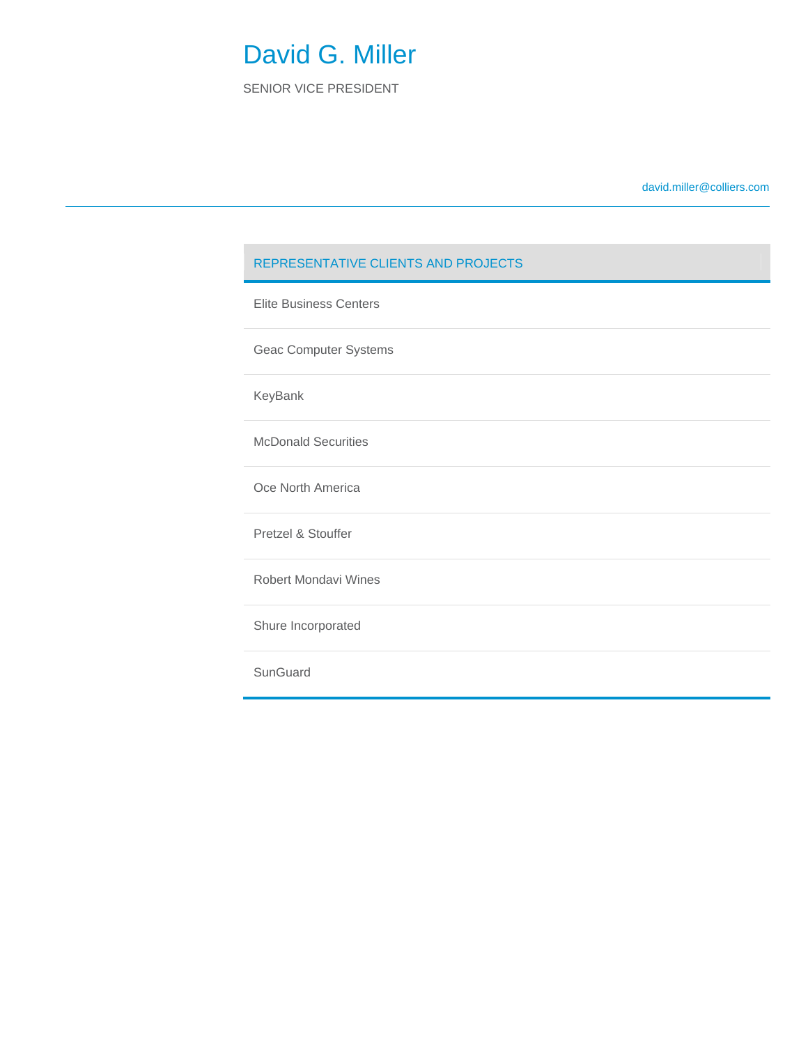# David G. Miller

SENIOR VICE PRESIDENT

david.miller@colliers.com

## REPRESENTATIVE CLIENTS AND PROJECTS

- Elite Business Centers
- Geac Computer Systems
- KeyBank
- McDonald Securities
- Oce North America
- Pretzel & Stouffer
- Robert Mondavi Wines
- Shure Incorporated
- SunGuard